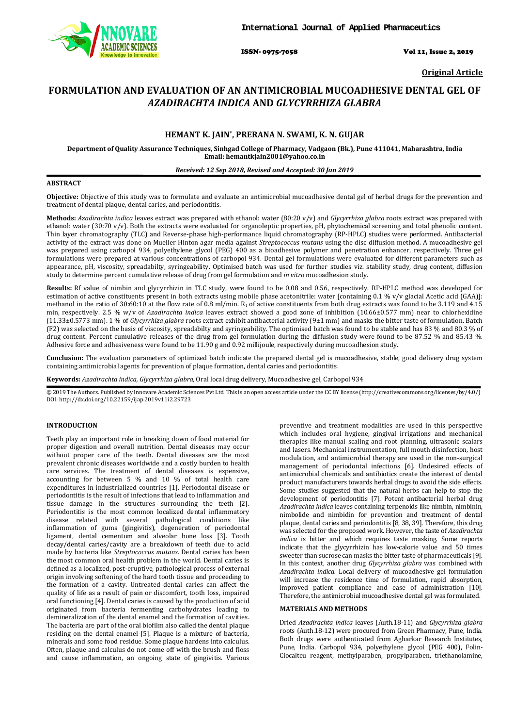**Original Article**

# FORMULATION AND EVALUATION OF AN ANTIMICROBIAL MUCOADHESIVE DENTAL GEL OF *AZADIRACHTA INDICA* AND *GLYCYRRHIZA GLABRA*

**HEMANT K. JAIN*, PRERANA N. SWAMI, K. N. GUJAR**

**Department of Quality Assurance Techniques, Sinhgad College of Pharmacy, Vadgaon (Bk.), Pune 411041, Maharashtra, India**
**Email: hemantkjain2001@yahoo.co.in**

***Received: 12 Sep 2018, Revised and Accepted: 30 Jan 2019***

## ABSTRACT

**Objective:** Objective of this study was to formulate and evaluate an antimicrobial mucoadhesive dental gel of herbal drugs for the prevention and treatment of dental plaque, dental caries, and periodontitis.

**Methods:** *Azadirachta indica* leaves extract was prepared with ethanol: water (80:20 v/v) and *Glycyrrhiza glabra* roots extract was prepared with ethanol: water (30:70 v/v). Both the extracts were evaluated for organoleptic properties, pH, phytochemical screening and total phenolic content. Thin layer chromatography (TLC) and Reverse-phase high-performance liquid chromatography (RP-HPLC) studies were performed. Antibacterial activity of the extract was done on Mueller Hinton agar media against *Streptococcus mutans* using the disc diffusion method. A mucoadhesive gel was prepared using carbopol 934, polyethylene glycol (PEG) 400 as a bioadhesive polymer and penetration enhancer, respectively. Three gel formulations were prepared at various concentrations of carbopol 934. Dental gel formulations were evaluated for different parameters such as appearance, pH, viscosity, spreadabilty, syringeability. Optimised batch was used for further studies viz. stability study, drug content, diffusion study to determine percent cumulative release of drug from gel formulation and *in vitro* mucoadhesion study.

**Results:** Rf value of nimbin and glycyrrhizin in TLC study, were found to be 0.08 and 0.56, respectively. RP-HPLC method was developed for estimation of active constituents present in both extracts using mobile phase acetonitrile: water [containing 0.1 % v/v glacial Acetic acid (GAA)]: methanol in the ratio of 30:60:10 at the flow rate of 0.8 ml/min. $R_t$ of active constituents from both drug extracts was found to be 3.119 and 4.15 min, respectively. 2.5 % w/v of *Azadirachta indica* leaves extract showed a good zone of inhibition (10.66±0.577 mm) near to chlorhexidine (11.33±0.5773 mm). 1 % of *Glycyrrhiza glabra* roots extract exhibit antibacterial activity (9±1 mm) and masks the bitter taste of formulation. Batch (F2) was selected on the basis of viscosity, spreadabilty and syringeability. The optimised batch was found to be stable and has 83 % and 80.3 % of drug content. Percent cumulative releases of the drug from gel formulation during the diffusion study were found to be 87.52 % and 85.43 %. Adhesive force and adhesiveness were found to be 11.90 g and 0.92 millijoule, respectively during mucoadhesion study.

**Conclusion:** The evaluation parameters of optimized batch indicate the prepared dental gel is mucoadhesive, stable, good delivery drug system containing antimicrobial agents for prevention of plaque formation, dental caries and periodontitis.

**Keywords:** *Azadirachta indica, Glycyrrhiza glabra,* Oral local drug delivery, Mucoadhesive gel, Carbopol 934

© 2019 The Authors. Published by Innovare Academic Sciences Pvt Ltd. This is an open access article under the CC BY license (http://creativecommons.org/licenses/by/4.0/)
DOI: http://dx.doi.org/10.22159/ijap.2019v11i2.29723

## INTRODUCTION

Teeth play an important role in breaking down of food material for proper digestion and overall nutrition. Dental diseases may occur without proper care of the teeth. Dental diseases are the most prevalent chronic diseases worldwide and a costly burden to health care services. The treatment of dental diseases is expensive, accounting for between 5 % and 10 % of total health care expenditures in industrialized countries [1]. Periodontal disease or periodontitis is the result of infections that lead to inflammation and tissue damage in the structures surrounding the teeth [2]. Periodontitis is the most common localized dental inflammatory disease related with several pathological conditions like inflammation of gums (gingivitis), degeneration of periodontal ligament, dental cementum and alveolar bone loss [3]. Tooth decay/dental caries/cavity are a breakdown of teeth due to acid made by bacteria like *Streptococcus mutans*. Dental caries has been the most common oral health problem in the world. Dental caries is defined as a localized, post-eruptive, pathological process of external origin involving softening of the hard tooth tissue and proceeding to the formation of a cavity. Untreated dental caries can affect the quality of life as a result of pain or discomfort, tooth loss, impaired oral functioning [4]. Dental caries is caused by the production of acid originated from bacteria fermenting carbohydrates leading to demineralization of the dental enamel and the formation of cavities. The bacteria are part of the oral biofilm also called the dental plaque residing on the dental enamel [5]. Plaque is a mixture of bacteria, minerals and some food residue. Some plaque hardens into calculus. Often, plaque and calculus do not come off with the brush and floss and cause inflammation, an ongoing state of gingivitis. Various preventive and treatment modalities are used in this perspective which includes oral hygiene, gingival irrigations and mechanical therapies like manual scaling and root planning, ultrasonic scalars and lasers. Mechanical instrumentation, full mouth disinfection, host modulation, and antimicrobial therapy are used in the non-surgical management of periodontal infections [6]. Undesired effects of antimicrobial chemicals and antibiotics create the interest of dental product manufacturers towards herbal drugs to avoid the side effects. Some studies suggested that the natural herbs can help to stop the development of periodontitis [7]. Potent antibacterial herbal drug *Azadirachta indica* leaves containing terpenoids like nimbin, nimbinin, nimbolide and nimbidin for prevention and treatment of dental plaque, dental caries and periodontitis [8, 38, 39]. Therefore, this drug was selected for the proposed work. However, the taste of *Azadirachta indica* is bitter and which requires taste masking. Some reports indicate that the glycyrrhizin has low-calorie value and 50 times sweeter than sucrose can masks the bitter taste of pharmaceuticals [9]. In this context, another drug *Glycyrrhiza glabra* was combined with *Azadirachta indica*. Local delivery of mucoadhesive gel formulation will increase the residence time of formulation, rapid absorption, improved patient compliance and ease of administration [10]. Therefore, the antimicrobial mucoadhesive dental gel was formulated.

## MATERIALS AND METHODS

Dried *Azadirachta indica* leaves (Auth.18-11) and *Glycyrrhiza glabra* roots (Auth.18-12) were procured from Green Pharmacy, Pune, India. Both drugs were authenticated from Agharkar Research Institutes, Pune, India. Carbopol 934, polyethylene glycol (PEG 400), Folin-Ciocalteu reagent, methylparaben, propylparaben, triethanolamine,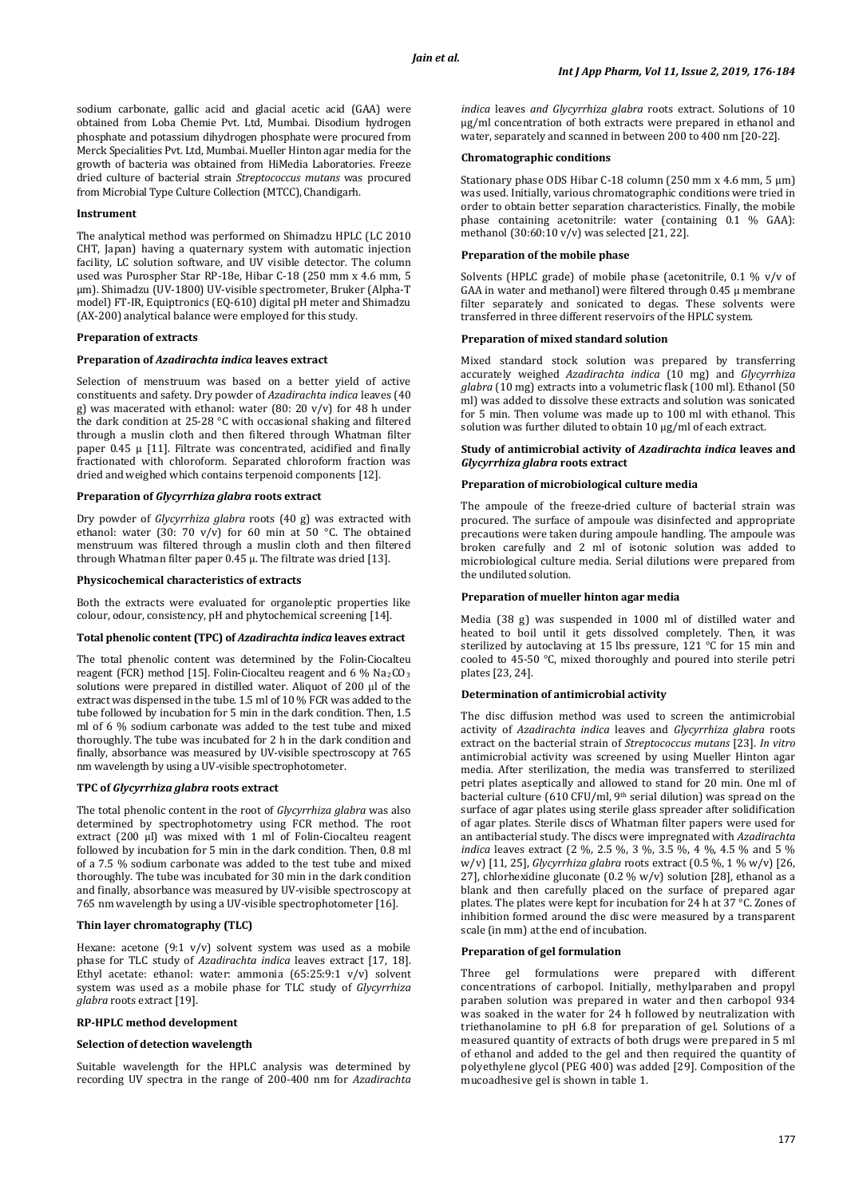sodium carbonate, gallic acid and glacial acetic acid (GAA) were obtained from Loba Chemie Pvt. Ltd, Mumbai. Disodium hydrogen phosphate and potassium dihydrogen phosphate were procured from Merck Specialities Pvt. Ltd, Mumbai. Mueller Hinton agar media for the growth of bacteria was obtained from HiMedia Laboratories. Freeze dried culture of bacterial strain *Streptococcus mutans* was procured from Microbial Type Culture Collection (MTCC), Chandigarh.

#### Instrument

The analytical method was performed on Shimadzu HPLC (LC 2010 CHT, Japan) having a quaternary system with automatic injection facility, LC solution software, and UV visible detector. The column used was Purospher Star RP-18e, Hibar C-18 (250 mm x 4.6 mm, 5 µm). Shimadzu (UV-1800) UV-visible spectrometer, Bruker (Alpha-T model) FT-IR, Equiptronics (EQ-610) digital pH meter and Shimadzu (AX-200) analytical balance were employed for this study.

#### Preparation of extracts

#### Preparation of *Azadirachta indica* leaves extract

Selection of menstruum was based on a better yield of active constituents and safety. Dry powder of *Azadirachta indica* leaves (40 g) was macerated with ethanol: water (80: 20 v/v) for 48 h under the dark condition at 25-28 °C with occasional shaking and filtered through a muslin cloth and then filtered through Whatman filter paper 0.45 µ [11]. Filtrate was concentrated, acidified and finally fractionated with chloroform. Separated chloroform fraction was dried and weighed which contains terpenoid components [12].

#### Preparation of *Glycyrrhiza glabra* roots extract

Dry powder of *Glycyrrhiza glabra* roots (40 g) was extracted with ethanol: water (30: 70 v/v) for 60 min at 50 °C. The obtained menstruum was filtered through a muslin cloth and then filtered through Whatman filter paper 0.45 µ. The filtrate was dried [13].

#### Physicochemical characteristics of extracts

Both the extracts were evaluated for organoleptic properties like colour, odour, consistency, pH and phytochemical screening [14].

#### Total phenolic content (TPC) of *Azadirachta indica* leaves extract

The total phenolic content was determined by the Folin-Ciocalteu reagent (FCR) method [15]. Folin-Ciocalteu reagent and 6 % $Na_2CO_3$ solutions were prepared in distilled water. Aliquot of 200 µl of the extract was dispensed in the tube. 1.5 ml of 10 % FCR was added to the tube followed by incubation for 5 min in the dark condition. Then, 1.5 ml of 6 % sodium carbonate was added to the test tube and mixed thoroughly. The tube was incubated for 2 h in the dark condition and finally, absorbance was measured by UV-visible spectroscopy at 765 nm wavelength by using a UV-visible spectrophotometer.

#### TPC of *Glycyrrhiza glabra* roots extract

The total phenolic content in the root of *Glycyrrhiza glabra* was also determined by spectrophotometry using FCR method. The root extract (200 µl) was mixed with 1 ml of Folin-Ciocalteu reagent followed by incubation for 5 min in the dark condition. Then, 0.8 ml of a 7.5 % sodium carbonate was added to the test tube and mixed thoroughly. The tube was incubated for 30 min in the dark condition and finally, absorbance was measured by UV-visible spectroscopy at 765 nm wavelength by using a UV-visible spectrophotometer [16].

#### Thin layer chromatography (TLC)

Hexane: acetone (9:1 v/v) solvent system was used as a mobile phase for TLC study of *Azadirachta indica* leaves extract [17, 18]. Ethyl acetate: ethanol: water: ammonia (65:25:9:1 v/v) solvent system was used as a mobile phase for TLC study of *Glycyrrhiza glabra* roots extract [19].

#### RP-HPLC method development

#### Selection of detection wavelength

Suitable wavelength for the HPLC analysis was determined by recording UV spectra in the range of 200-400 nm for *Azadirachta indica* leaves *and Glycyrrhiza glabra* roots extract. Solutions of 10 µg/ml concentration of both extracts were prepared in ethanol and water, separately and scanned in between 200 to 400 nm [20-22].

#### Chromatographic conditions

Stationary phase ODS Hibar C-18 column (250 mm x 4.6 mm, 5 µm) was used. Initially, various chromatographic conditions were tried in order to obtain better separation characteristics. Finally, the mobile phase containing acetonitrile: water (containing 0.1 % GAA): methanol (30:60:10 v/v) was selected [21, 22].

#### Preparation of the mobile phase

Solvents (HPLC grade) of mobile phase (acetonitrile, 0.1 % v/v of GAA in water and methanol) were filtered through 0.45 µ membrane filter separately and sonicated to degas. These solvents were transferred in three different reservoirs of the HPLC system.

#### Preparation of mixed standard solution

Mixed standard stock solution was prepared by transferring accurately weighed *Azadirachta indica* (10 mg) and *Glycyrrhiza glabra* (10 mg) extracts into a volumetric flask (100 ml). Ethanol (50 ml) was added to dissolve these extracts and solution was sonicated for 5 min. Then volume was made up to 100 ml with ethanol. This solution was further diluted to obtain 10 µg/ml of each extract.

#### Study of antimicrobial activity of *Azadirachta indica* leaves and *Glycyrrhiza glabra* roots extract

#### Preparation of microbiological culture media

The ampoule of the freeze-dried culture of bacterial strain was procured. The surface of ampoule was disinfected and appropriate precautions were taken during ampoule handling. The ampoule was broken carefully and 2 ml of isotonic solution was added to microbiological culture media. Serial dilutions were prepared from the undiluted solution.

#### Preparation of mueller hinton agar media

Media (38 g) was suspended in 1000 ml of distilled water and heated to boil until it gets dissolved completely. Then, it was sterilized by autoclaving at 15 lbs pressure, 121 °C for 15 min and cooled to 45-50 °C, mixed thoroughly and poured into sterile petri plates [23, 24].

#### Determination of antimicrobial activity

The disc diffusion method was used to screen the antimicrobial activity of *Azadirachta indica* leaves and *Glycyrrhiza glabra* roots extract on the bacterial strain of *Streptococcus mutans* [23]. *In vitro* antimicrobial activity was screened by using Mueller Hinton agar media. After sterilization, the media was transferred to sterilized petri plates aseptically and allowed to stand for 20 min. One ml of bacterial culture (610 CFU/ml, $9^{th}$ serial dilution) was spread on the surface of agar plates using sterile glass spreader after solidification of agar plates. Sterile discs of Whatman filter papers were used for an antibacterial study. The discs were impregnated with *Azadirachta indica* leaves extract (2 %, 2.5 %, 3 %, 3.5 %, 4 %, 4.5 % and 5 % w/v) [11, 25], *Glycyrrhiza glabra* roots extract (0.5 %, 1 % w/v) [26, 27], chlorhexidine gluconate (0.2 % w/v) solution [28], ethanol as a blank and then carefully placed on the surface of prepared agar plates. The plates were kept for incubation for 24 h at 37 °C. Zones of inhibition formed around the disc were measured by a transparent scale (in mm) at the end of incubation.

#### Preparation of gel formulation

Three gel formulations were prepared with different concentrations of carbopol. Initially, methylparaben and propyl paraben solution was prepared in water and then carbopol 934 was soaked in the water for 24 h followed by neutralization with triethanolamine to pH 6.8 for preparation of gel. Solutions of a measured quantity of extracts of both drugs were prepared in 5 ml of ethanol and added to the gel and then required the quantity of polyethylene glycol (PEG 400) was added [29]. Composition of the mucoadhesive gel is shown in table 1.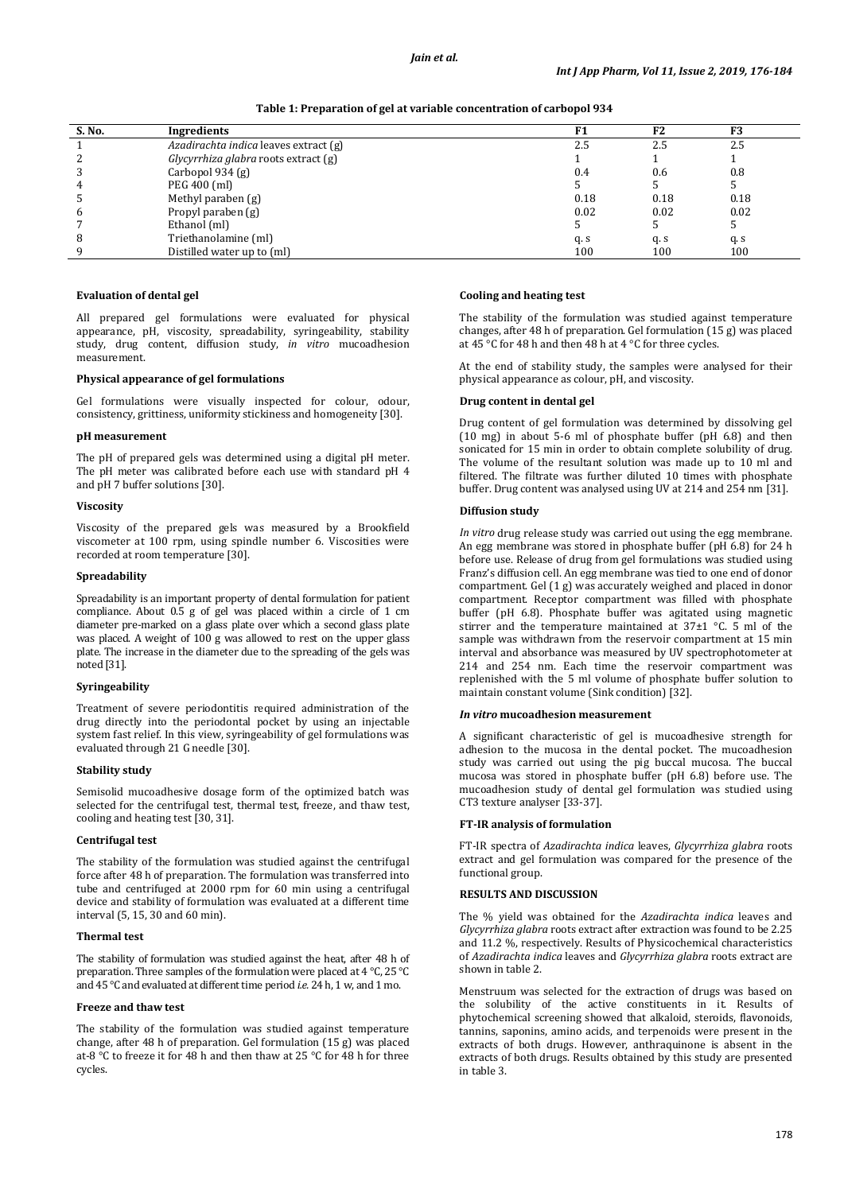**Table 1: Preparation of gel at variable concentration of carbopol 934**

| S. No. | Ingredients | F1 | F2 | F3 |
|---|---|---|---|---|
| 1 | *Azadirachta indica* leaves extract (g) | 2.5 | 2.5 | 2.5 |
| 2 | *Glycyrrhiza glabra* roots extract (g) | 1 | 1 | 1 |
| 3 | Carbopol 934 (g) | 0.4 | 0.6 | 0.8 |
| 4 | PEG 400 (ml) | 5 | 5 | 5 |
| 5 | Methyl paraben (g) | 0.18 | 0.18 | 0.18 |
| 6 | Propyl paraben (g) | 0.02 | 0.02 | 0.02 |
| 7 | Ethanol (ml) | 5 | 5 | 5 |
| 8 | Triethanolamine (ml) | q. s | q. s | q. s |
| 9 | Distilled water up to (ml) | 100 | 100 | 100 |

**Evaluation of dental gel**

All prepared gel formulations were evaluated for physical appearance, pH, viscosity, spreadability, syringeability, stability study, drug content, diffusion study, *in vitro* mucoadhesion measurement.

**Physical appearance of gel formulations**

Gel formulations were visually inspected for colour, odour, consistency, grittiness, uniformity stickiness and homogeneity [30].

**pH measurement**

The pH of prepared gels was determined using a digital pH meter. The pH meter was calibrated before each use with standard pH 4 and pH 7 buffer solutions [30].

**Viscosity**

Viscosity of the prepared gels was measured by a Brookfield viscometer at 100 rpm, using spindle number 6. Viscosities were recorded at room temperature [30].

**Spreadability**

Spreadability is an important property of dental formulation for patient compliance. About 0.5 g of gel was placed within a circle of 1 cm diameter pre-marked on a glass plate over which a second glass plate was placed. A weight of 100 g was allowed to rest on the upper glass plate. The increase in the diameter due to the spreading of the gels was noted [31].

**Syringeability**

Treatment of severe periodontitis required administration of the drug directly into the periodontal pocket by using an injectable system fast relief. In this view, syringeability of gel formulations was evaluated through 21 G needle [30].

**Stability study**

Semisolid mucoadhesive dosage form of the optimized batch was selected for the centrifugal test, thermal test, freeze, and thaw test, cooling and heating test [30, 31].

**Centrifugal test**

The stability of the formulation was studied against the centrifugal force after 48 h of preparation. The formulation was transferred into tube and centrifuged at 2000 rpm for 60 min using a centrifugal device and stability of formulation was evaluated at a different time interval (5, 15, 30 and 60 min).

**Thermal test**

The stability of formulation was studied against the heat, after 48 h of preparation. Three samples of the formulation were placed at 4 °C, 25 °C and 45 °C and evaluated at different time period *i.e.* 24 h, 1 w, and 1 mo.

**Freeze and thaw test**

The stability of the formulation was studied against temperature change, after 48 h of preparation. Gel formulation (15 g) was placed at-8 °C to freeze it for 48 h and then thaw at 25 °C for 48 h for three cycles.

**Cooling and heating test**

The stability of the formulation was studied against temperature changes, after 48 h of preparation. Gel formulation (15 g) was placed at 45 °C for 48 h and then 48 h at 4 °C for three cycles.

At the end of stability study, the samples were analysed for their physical appearance as colour, pH, and viscosity.

**Drug content in dental gel**

Drug content of gel formulation was determined by dissolving gel (10 mg) in about 5-6 ml of phosphate buffer (pH 6.8) and then sonicated for 15 min in order to obtain complete solubility of drug. The volume of the resultant solution was made up to 10 ml and filtered. The filtrate was further diluted 10 times with phosphate buffer. Drug content was analysed using UV at 214 and 254 nm [31].

**Diffusion study**

*In vitro* drug release study was carried out using the egg membrane. An egg membrane was stored in phosphate buffer (pH 6.8) for 24 h before use. Release of drug from gel formulations was studied using Franz's diffusion cell. An egg membrane was tied to one end of donor compartment. Gel (1 g) was accurately weighed and placed in donor compartment. Receptor compartment was filled with phosphate buffer (pH 6.8). Phosphate buffer was agitated using magnetic stirrer and the temperature maintained at 37±1 °C. 5 ml of the sample was withdrawn from the reservoir compartment at 15 min interval and absorbance was measured by UV spectrophotometer at 214 and 254 nm. Each time the reservoir compartment was replenished with the 5 ml volume of phosphate buffer solution to maintain constant volume (Sink condition) [32].

***In vitro* mucoadhesion measurement**

A significant characteristic of gel is mucoadhesive strength for adhesion to the mucosa in the dental pocket. The mucoadhesion study was carried out using the pig buccal mucosa. The buccal mucosa was stored in phosphate buffer (pH 6.8) before use. The mucoadhesion study of dental gel formulation was studied using CT3 texture analyser [33-37].

**FT-IR analysis of formulation**

FT-IR spectra of *Azadirachta indica* leaves, *Glycyrrhiza glabra* roots extract and gel formulation was compared for the presence of the functional group.

**RESULTS AND DISCUSSION**

The % yield was obtained for the *Azadirachta indica* leaves and *Glycyrrhiza glabra* roots extract after extraction was found to be 2.25 and 11.2 %, respectively. Results of Physicochemical characteristics of *Azadirachta indica* leaves and *Glycyrrhiza glabra* roots extract are shown in table 2.

Menstruum was selected for the extraction of drugs was based on the solubility of the active constituents in it. Results of phytochemical screening showed that alkaloid, steroids, flavonoids, tannins, saponins, amino acids, and terpenoids were present in the extracts of both drugs. However, anthraquinone is absent in the extracts of both drugs. Results obtained by this study are presented in table 3.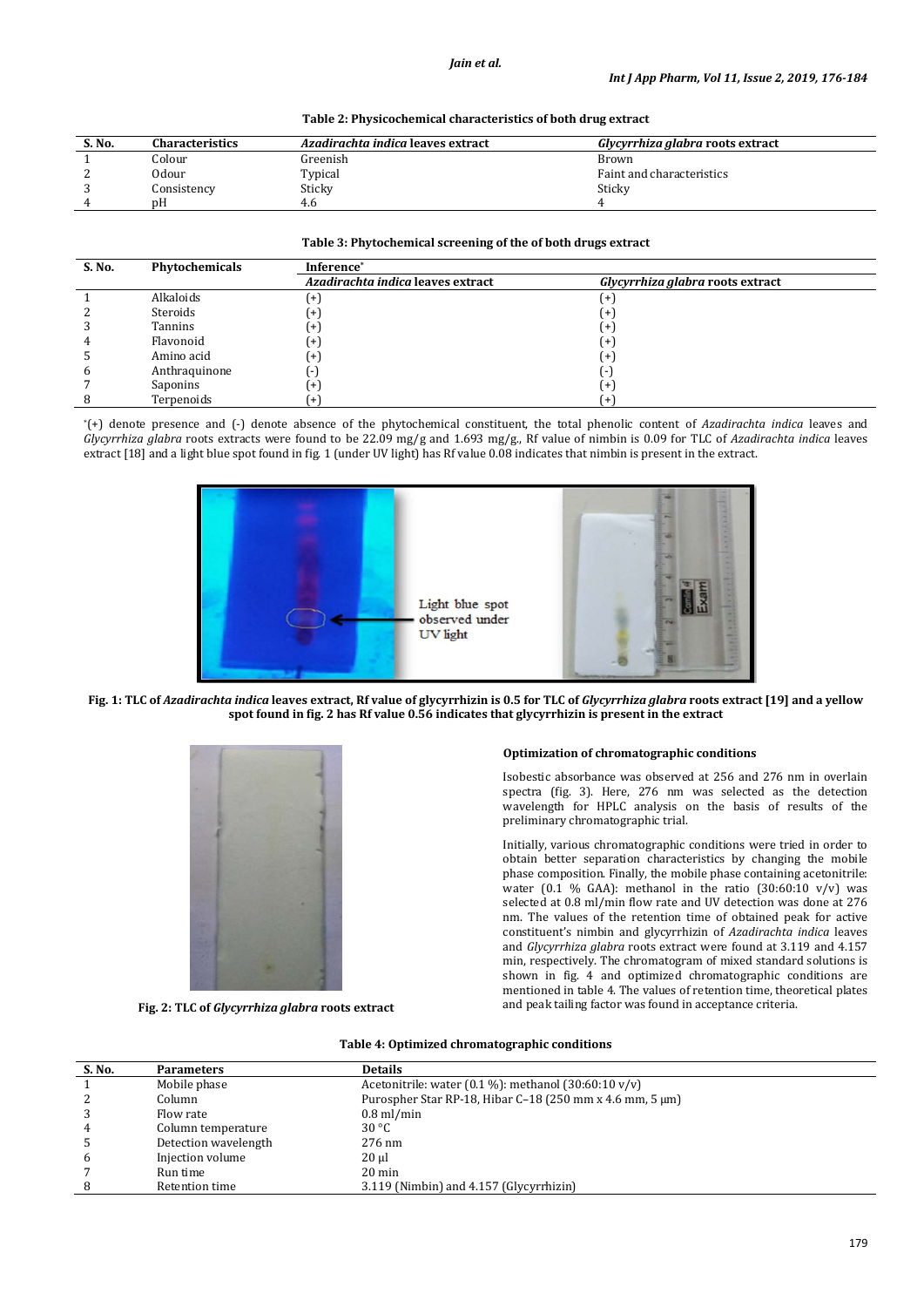**Table 2: Physicochemical characteristics of both drug extract**

| S. No. | Characteristics | *Azadirachta indica* leaves extract | *Glycyrrhiza glabra* roots extract |
|---|---|---|---|
| 1 | Colour | Greenish | Brown |
| 2 | Odour | Typical | Faint and characteristics |
| 3 | Consistency | Sticky | Sticky |
| 4 | pH | 4.6 | 4 |

**Table 3: Phytochemical screening of the of both drugs extract**

| S. No. | Phytochemicals | Inference* | |
|---|---|---|---|
| | | *Azadirachta indica* leaves extract | *Glycyrrhiza glabra* roots extract |
| 1 | Alkaloids | (+) | (+) |
| 2 | Steroids | (+) | (+) |
| 3 | Tannins | (+) | (+) |
| 4 | Flavonoid | (+) | (+) |
| 5 | Amino acid | (+) | (+) |
| 6 | Anthraquinone | (-) | (-) |
| 7 | Saponins | (+) | (+) |
| 8 | Terpenoids | (+) | (+) |

*(+) denote presence and (-) denote absence of the phytochemical constituent, the total phenolic content of *Azadirachta indica* leaves and *Glycyrrhiza glabra* roots extracts were found to be 22.09 mg/g and 1.693 mg/g., Rf value of nimbin is 0.09 for TLC of *Azadirachta indica* leaves extract [18] and a light blue spot found in fig. 1 (under UV light) has Rf value 0.08 indicates that nimbin is present in the extract.

**Fig. 1: TLC of *Azadirachta indica* leaves extract, Rf value of glycyrrhizin is 0.5 for TLC of *Glycyrrhiza glabra* roots extract [19] and a yellow spot found in fig. 2 has Rf value 0.56 indicates that glycyrrhizin is present in the extract**

**Fig. 2: TLC of *Glycyrrhiza glabra* roots extract**

**Optimization of chromatographic conditions**

Isobestic absorbance was observed at 256 and 276 nm in overlain spectra (fig. 3). Here, 276 nm was selected as the detection wavelength for HPLC analysis on the basis of results of the preliminary chromatographic trial.

Initially, various chromatographic conditions were tried in order to obtain better separation characteristics by changing the mobile phase composition. Finally, the mobile phase containing acetonitrile: water (0.1 % GAA): methanol in the ratio (30:60:10 v/v) was selected at 0.8 ml/min flow rate and UV detection was done at 276 nm. The values of the retention time of obtained peak for active constituent's nimbin and glycyrrhizin of *Azadirachta indica* leaves and *Glycyrrhiza glabra* roots extract were found at 3.119 and 4.157 min, respectively. The chromatogram of mixed standard solutions is shown in fig. 4 and optimized chromatographic conditions are mentioned in table 4. The values of retention time, theoretical plates and peak tailing factor was found in acceptance criteria.

**Table 4: Optimized chromatographic conditions**

| S. No. | Parameters | Details |
|---|---|---|
| 1 | Mobile phase | Acetonitrile: water (0.1 %): methanol (30:60:10 v/v) |
| 2 | Column | Purospher Star RP-18, Hibar C–18 (250 mm x 4.6 mm, 5 µm) |
| 3 | Flow rate | 0.8 ml/min |
| 4 | Column temperature | 30 °C |
| 5 | Detection wavelength | 276 nm |
| 6 | Injection volume | 20 µl |
| 7 | Run time | 20 min |
| 8 | Retention time | 3.119 (Nimbin) and 4.157 (Glycyrrhizin) |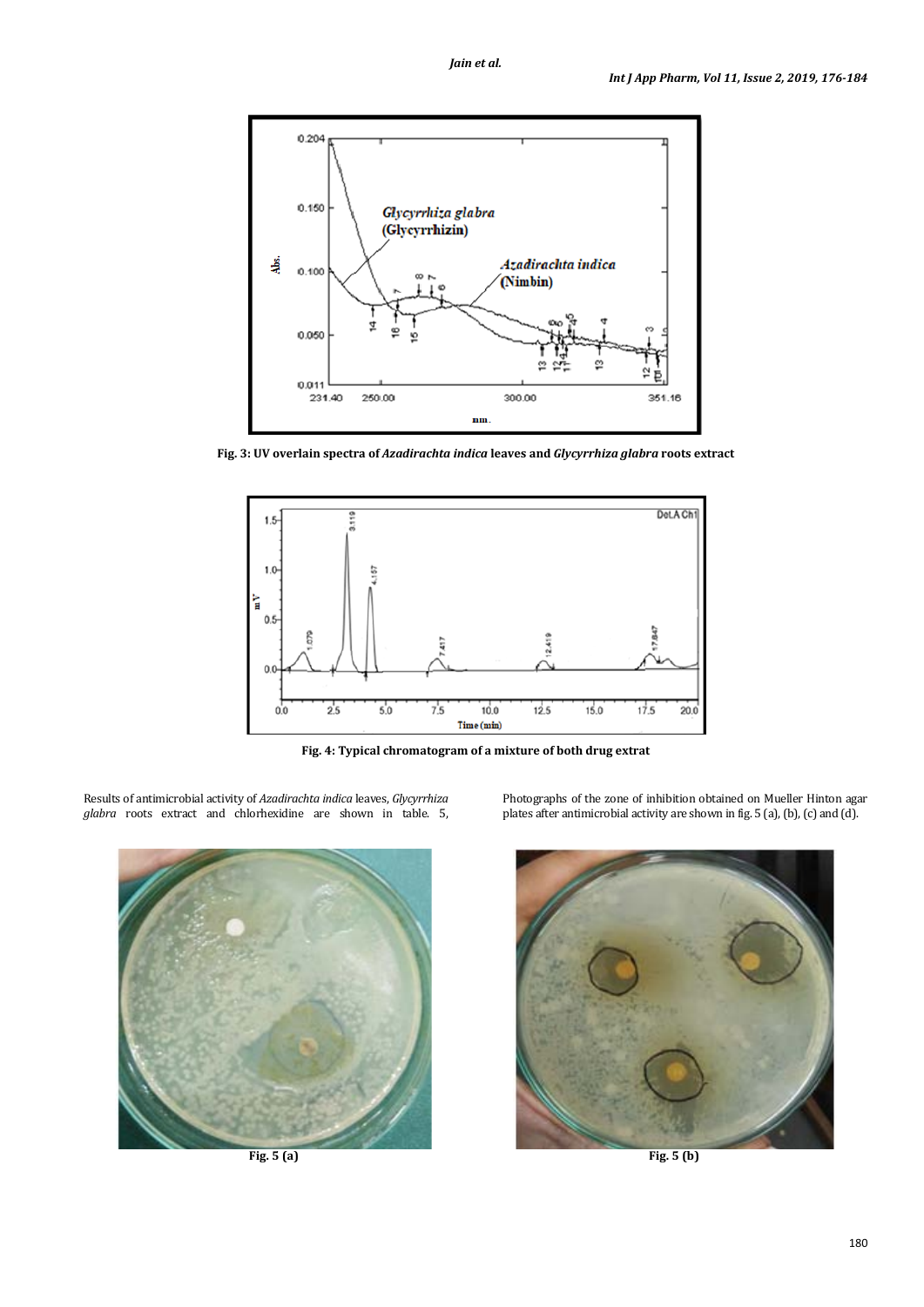Fig. 3: UV overlain spectra of *Azadirachta indica* leaves and *Glycyrrhiza glabra* roots extract

Fig. 4: Typical chromatogram of a mixture of both drug extrat

Results of antimicrobial activity of *Azadirachta indica* leaves, *Glycyrrhiza glabra* roots extract and chlorhexidine are shown in table. 5, Photographs of the zone of inhibition obtained on Mueller Hinton agar plates after antimicrobial activity are shown in fig. 5 (a), (b), (c) and (d).

Fig. 5 (a)

Fig. 5 (b)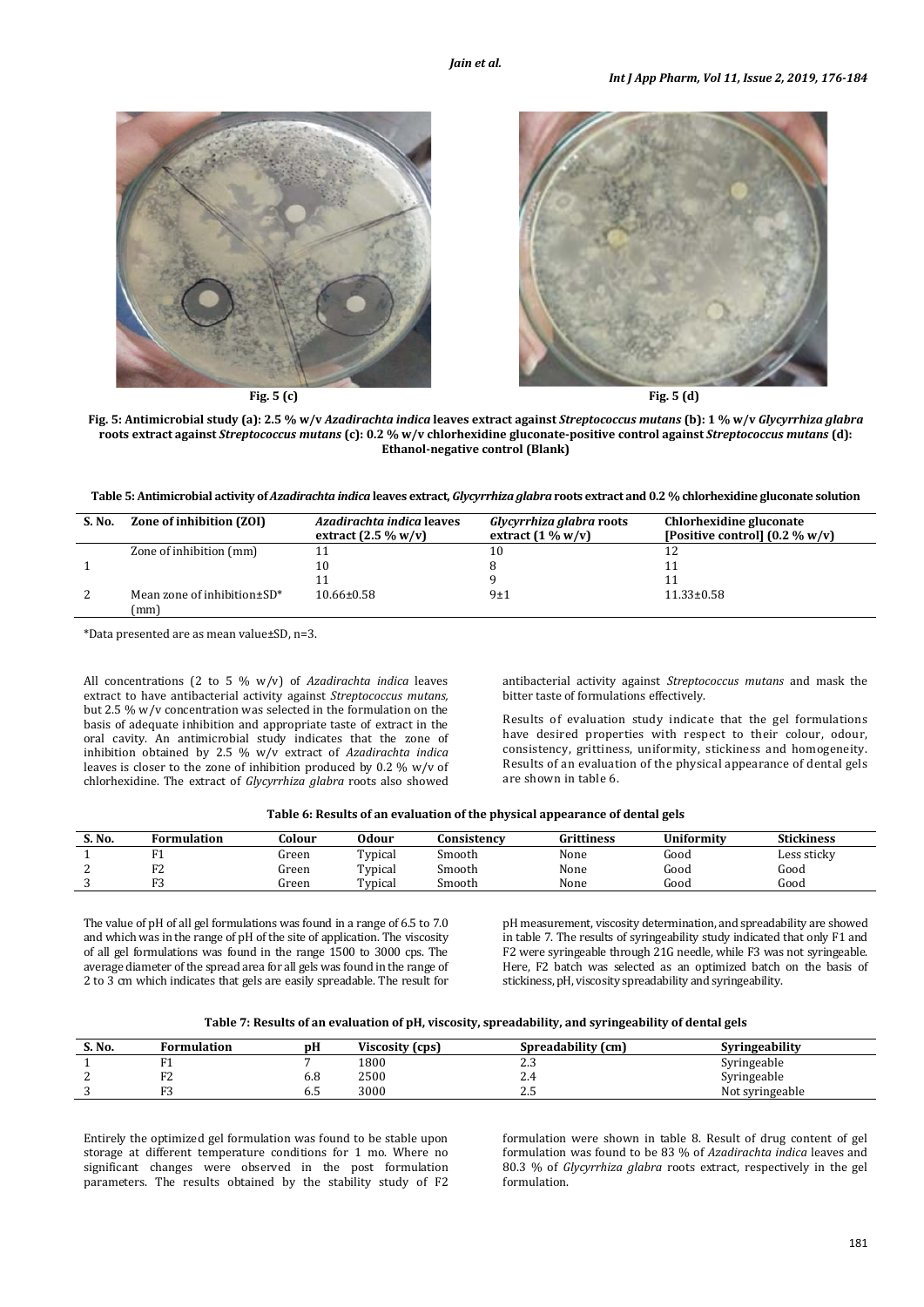Fig. 5 (c) Fig. 5 (d)

**Fig. 5: Antimicrobial study (a): 2.5 % w/v *Azadirachta indica* leaves extract against *Streptococcus mutans* (b): 1 % w/v *Glycyrrhiza glabra* roots extract against *Streptococcus mutans* (c): 0.2 % w/v chlorhexidine gluconate-positive control against *Streptococcus mutans* (d): Ethanol-negative control (Blank)**

**Table 5: Antimicrobial activity of *Azadirachta indica* leaves extract, *Glycyrrhiza glabra* roots extract and 0.2 % chlorhexidine gluconate solution**

| S. No. | Zone of inhibition (ZOI) | *Azadirachta indica* leaves extract (2.5 % w/v) | *Glycyrrhiza glabra* roots extract (1 % w/v) | Chlorhexidine gluconate [Positive control] (0.2 % w/v) |
|---|---|---|---|---|
| | Zone of inhibition (mm) | 11 | 10 | 12 |
| 1 | | 10 | 8 | 11 |
| | | 11 | 9 | 11 |
| 2 | Mean zone of inhibition±SD* (mm) | 10.66±0.58 | 9±1 | 11.33±0.58 |

*Data presented are as mean value±SD, n=3.

All concentrations (2 to 5 % w/v) of *Azadirachta indica* leaves extract to have antibacterial activity against *Streptococcus mutans,* but 2.5 % w/v concentration was selected in the formulation on the basis of adequate inhibition and appropriate taste of extract in the oral cavity. An antimicrobial study indicates that the zone of inhibition obtained by 2.5 % w/v extract of *Azadirachta indica* leaves is closer to the zone of inhibition produced by 0.2 % w/v of chlorhexidine. The extract of *Glycyrrhiza glabra* roots also showed antibacterial activity against *Streptococcus mutans* and mask the bitter taste of formulations effectively.

Results of evaluation study indicate that the gel formulations have desired properties with respect to their colour, odour, consistency, grittiness, uniformity, stickiness and homogeneity. Results of an evaluation of the physical appearance of dental gels are shown in table 6.

**Table 6: Results of an evaluation of the physical appearance of dental gels**

| S. No. | Formulation | Colour | Odour | Consistency | Grittiness | Uniformity | Stickiness |
|---|---|---|---|---|---|---|---|
| 1 | F1 | Green | Typical | Smooth | None | Good | Less sticky |
| 2 | F2 | Green | Typical | Smooth | None | Good | Good |
| 3 | F3 | Green | Typical | Smooth | None | Good | Good |

The value of pH of all gel formulations was found in a range of 6.5 to 7.0 and which was in the range of pH of the site of application. The viscosity of all gel formulations was found in the range 1500 to 3000 cps. The average diameter of the spread area for all gels was found in the range of 2 to 3 cm which indicates that gels are easily spreadable. The result for pH measurement, viscosity determination, and spreadability are showed in table 7. The results of syringeability study indicated that only F1 and F2 were syringeable through 21G needle, while F3 was not syringeable. Here, F2 batch was selected as an optimized batch on the basis of stickiness, pH, viscosity spreadability and syringeability.

**Table 7: Results of an evaluation of pH, viscosity, spreadability, and syringeability of dental gels**

| S. No. | Formulation | pH | Viscosity (cps) | Spreadability (cm) | Syringeability |
|---|---|---|---|---|---|
| 1 | F1 | 7 | 1800 | 2.3 | Syringeable |
| 2 | F2 | 6.8 | 2500 | 2.4 | Syringeable |
| 3 | F3 | 6.5 | 3000 | 2.5 | Not syringeable |

Entirely the optimized gel formulation was found to be stable upon storage at different temperature conditions for 1 mo. Where no significant changes were observed in the post formulation parameters. The results obtained by the stability study of F2 formulation were shown in table 8. Result of drug content of gel formulation was found to be 83 % of *Azadirachta indica* leaves and 80.3 % of *Glycyrrhiza glabra* roots extract, respectively in the gel formulation.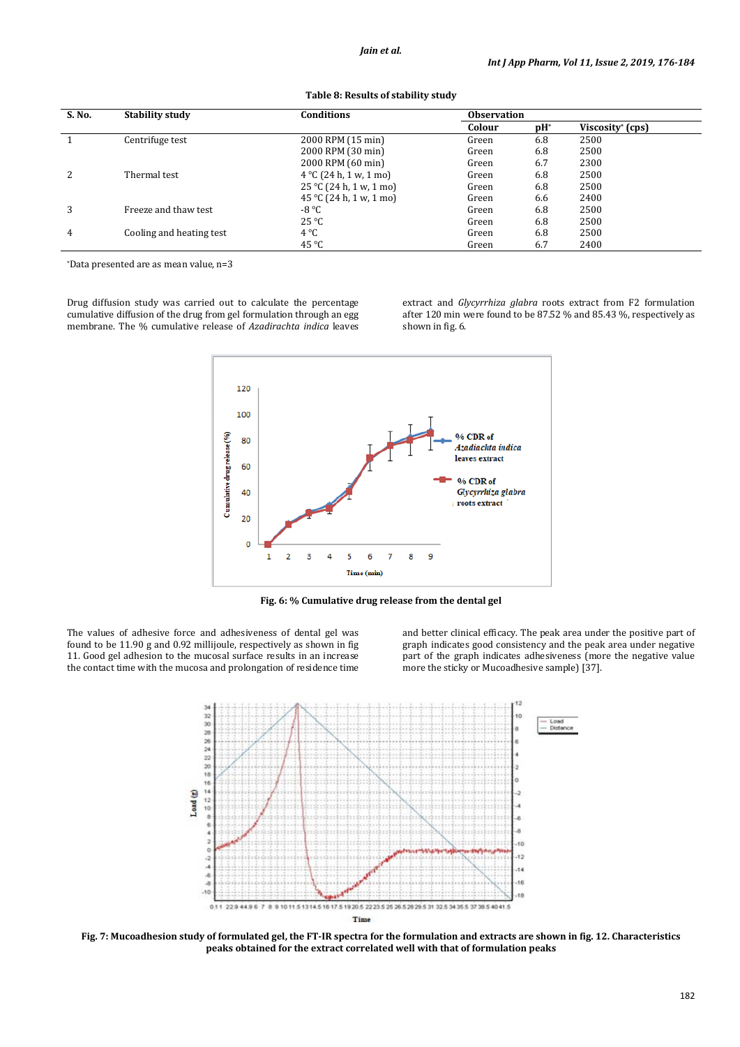**Table 8: Results of stability study**

| S. No. | Stability study | Conditions | Observation | | |
|---|---|---|---|---|---|
| | | | Colour | pH* | Viscosity* (cps) |
| 1 | Centrifuge test | 2000 RPM (15 min) | Green | 6.8 | 2500 |
| | | 2000 RPM (30 min) | Green | 6.8 | 2500 |
| | | 2000 RPM (60 min) | Green | 6.7 | 2300 |
| 2 | Thermal test | 4 °C (24 h, 1 w, 1 mo) | Green | 6.8 | 2500 |
| | | 25 °C (24 h, 1 w, 1 mo) | Green | 6.8 | 2500 |
| | | 45 °C (24 h, 1 w, 1 mo) | Green | 6.6 | 2400 |
| 3 | Freeze and thaw test | -8 °C | Green | 6.8 | 2500 |
| | | 25 °C | Green | 6.8 | 2500 |
| 4 | Cooling and heating test | 4 °C | Green | 6.8 | 2500 |
| | | 45 °C | Green | 6.7 | 2400 |

*Data presented are as mean value, n=3

Drug diffusion study was carried out to calculate the percentage cumulative diffusion of the drug from gel formulation through an egg membrane. The % cumulative release of *Azadirachta indica* leaves extract and *Glycyrrhiza glabra* roots extract from F2 formulation after 120 min were found to be 87.52 % and 85.43 %, respectively as shown in fig. 6.

**Fig. 6: % Cumulative drug release from the dental gel**

The values of adhesive force and adhesiveness of dental gel was found to be 11.90 g and 0.92 millijoule, respectively as shown in fig 11. Good gel adhesion to the mucosal surface results in an increase the contact time with the mucosa and prolongation of residence time and better clinical efficacy. The peak area under the positive part of graph indicates good consistency and the peak area under negative part of the graph indicates adhesiveness (more the negative value more the sticky or Mucoadhesive sample) [37].

**Fig. 7: Mucoadhesion study of formulated gel, the FT-IR spectra for the formulation and extracts are shown in fig. 12. Characteristics peaks obtained for the extract correlated well with that of formulation peaks**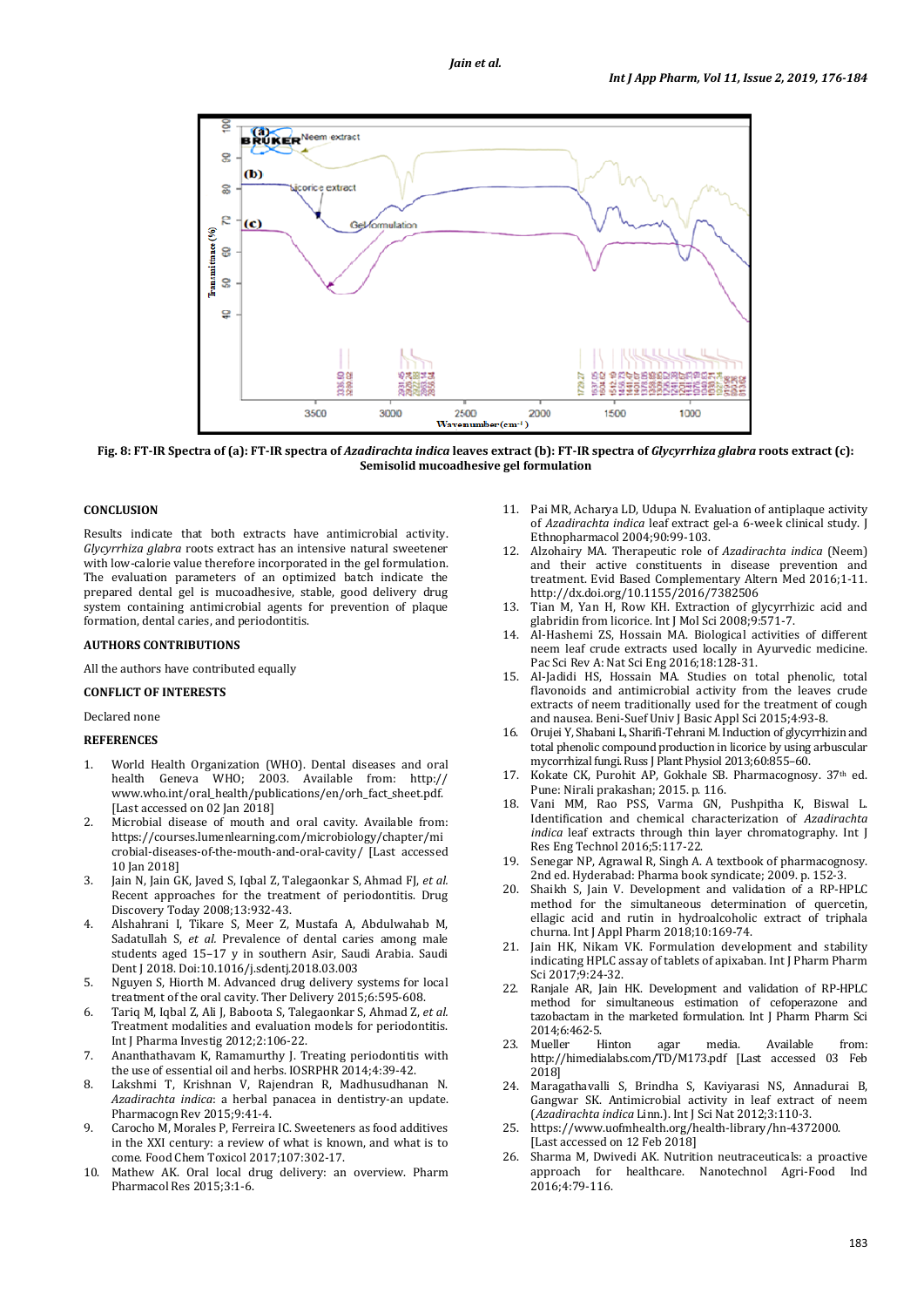**Fig. 8: FT-IR Spectra of (a): FT-IR spectra of *Azadirachta indica* leaves extract (b): FT-IR spectra of *Glycyrrhiza glabra* roots extract (c): Semisolid mucoadhesive gel formulation**

## CONCLUSION

Results indicate that both extracts have antimicrobial activity. *Glycyrrhiza glabra* roots extract has an intensive natural sweetener with low-calorie value therefore incorporated in the gel formulation. The evaluation parameters of an optimized batch indicate the prepared dental gel is mucoadhesive, stable, good drug delivery system containing antimicrobial agents for prevention of plaque formation, dental caries, and periodontitis.

## AUTHORS CONTRIBUTIONS

All the authors have contributed equally

## CONFLICT OF INTERESTS

Declared none

## REFERENCES

1. World Health Organization (WHO). Dental diseases and oral health Geneva WHO; 2003. Available from: http://www.who.int/oral_health/publications/en/orh_fact_sheet.pdf. [Last accessed on 02 Jan 2018]
2. Microbial disease of mouth and oral cavity. Available from: https://courses.lumenlearning.com/microbiology/chapter/microbial-diseases-of-the-mouth-and-oral-cavity/ [Last accessed 10 Jan 2018]
3. Jain N, Jain GK, Javed S, Iqbal Z, Talegaonkar S, Ahmad FJ, *et al.* Recent approaches for the treatment of periodontitis. Drug Discovery Today 2008;13:932-43.
4. Alshahrani I, Tikare S, Meer Z, Mustafa A, Abdulwahab M, Sadatullah S, *et al.* Prevalence of dental caries among male students aged 15–17 y in southern Asir, Saudi Arabia. Saudi Dent J 2018. Doi:10.1016/j.sdentj.2018.03.003
5. Nguyen S, Hiorth M. Advanced drug delivery systems for local treatment of the oral cavity. Ther Delivery 2015;6:595-608.
6. Tariq M, Iqbal Z, Ali J, Baboota S, Talegaonkar S, Ahmad Z, *et al.* Treatment modalities and evaluation models for periodontitis. Int J Pharma Investig 2012;2:106-22.
7. Ananthathavam K, Ramamurthy J. Treating periodontitis with the use of essential oil and herbs. IOSRPHR 2014;4:39-42.
8. Lakshmi T, Krishnan V, Rajendran R, Madhusudhanan N. *Azadirachta indica*: a herbal panacea in dentistry-an update. Pharmacogn Rev 2015;9:41-4.
9. Carocho M, Morales P, Ferreira IC. Sweeteners as food additives in the XXI century: a review of what is known, and what is to come. Food Chem Toxicol 2017;107:302-17.
10. Mathew AK. Oral local drug delivery: an overview. Pharm Pharmacol Res 2015;3:1-6.
11. Pai MR, Acharya LD, Udupa N. Evaluation of antiplaque activity of *Azadirachta indica* leaf extract gel-a 6-week clinical study. J Ethnopharmacol 2004;90:99-103.
12. Alzohairy MA. Therapeutic role of *Azadirachta indica* (Neem) and their active constituents in disease prevention and treatment. Evid Based Complement Altern Med 2016;1-11. http://dx.doi.org/10.1155/2016/7382506
13. Tian M, Yan H, Row KH. Extraction of glycyrrhizic acid and glabridin from licorice. Int J Mol Sci 2008;9:571-7.
14. Al-Hashemi ZS, Hossain MA. Biological activities of different neem leaf crude extracts used locally in Ayurvedic medicine. Pac Sci Rev A: Nat Sci Eng 2016;18:128-31.
15. Al-Jadidi HS, Hossain MA. Studies on total phenolic, total flavonoids and antimicrobial activity from the leaves crude extracts of neem traditionally used for the treatment of cough and nausea. Beni-Suef Univ J Basic Appl Sci 2015;4:93-8.
16. Orujei Y, Shabani L, Sharifi-Tehrani M. Induction of glycyrrhizin and total phenolic compound production in licorice by using arbuscular mycorrhizal fungi. Russ J Plant Physiol 2013;60:855–60.
17. Kokate CK, Purohit AP, Gokhale SB. Pharmacognosy. 37th ed. Pune: Nirali prakashan; 2015. p. 116.
18. Vani MM, Rao PSS, Varma GN, Pushpitha K, Biswal L. Identification and chemical characterization of *Azadirachta indica* leaf extracts through thin layer chromatography. Int J Res Eng Technol 2016;5:117-22.
19. Senegar NP, Agrawal R, Singh A. A textbook of pharmacognosy. 2nd ed. Hyderabad: Pharma book syndicate; 2009. p. 152-3.
20. Shaikh S, Jain V. Development and validation of a RP-HPLC method for the simultaneous determination of quercetin, ellagic acid and rutin in hydroalcoholic extract of triphala churna. Int J Appl Pharm 2018;10:169-74.
21. Jain HK, Nikam VK. Formulation development and stability indicating HPLC assay of tablets of apixaban. Int J Pharm Pharm Sci 2017;9:24-32.
22. Ranjale AR, Jain HK. Development and validation of RP-HPLC method for simultaneous estimation of cefoperazone and tazobactam in the marketed formulation. Int J Pharm Pharm Sci 2014;6:462-5.
23. Mueller Hinton agar media. Available from: http://himedialabs.com/TD/M173.pdf [Last accessed 03 Feb 2018]
24. Maragathavalli S, Brindha S, Kaviyarasi NS, Annadurai B, Gangwar SK. Antimicrobial activity in leaf extract of neem (*Azadirachta indica* Linn.). Int J Sci Nat 2012;3:110-3.
25. https://www.uofmhealth.org/health-library/hn-4372000. [Last accessed on 12 Feb 2018]
26. Sharma M, Dwivedi AK. Nutrition neutraceuticals: a proactive approach for healthcare. Nanotechnol Agri-Food Ind 2016;4:79-116.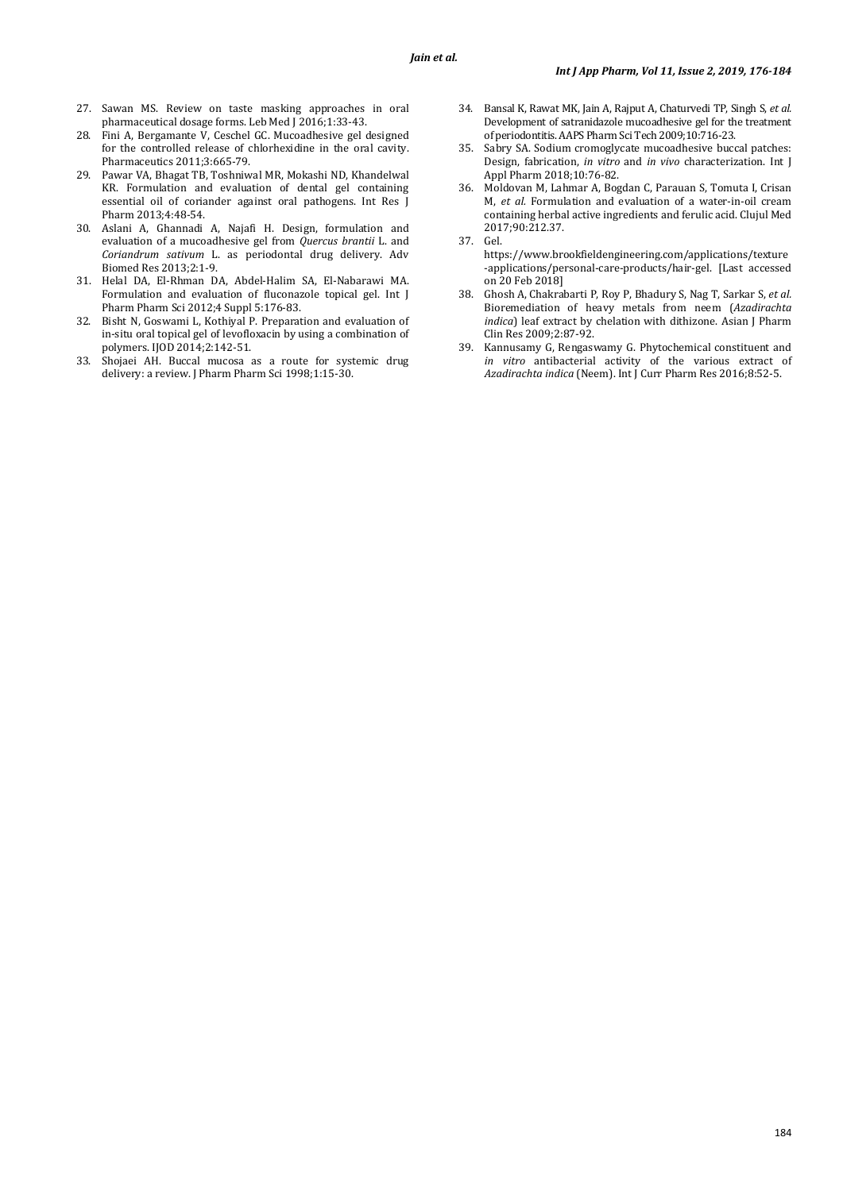27. Sawan MS. Review on taste masking approaches in oral pharmaceutical dosage forms. Leb Med J 2016;1:33-43.
28. Fini A, Bergamante V, Ceschel GC. Mucoadhesive gel designed for the controlled release of chlorhexidine in the oral cavity. Pharmaceutics 2011;3:665-79.
29. Pawar VA, Bhagat TB, Toshniwal MR, Mokashi ND, Khandelwal KR. Formulation and evaluation of dental gel containing essential oil of coriander against oral pathogens. Int Res J Pharm 2013;4:48-54.
30. Aslani A, Ghannadi A, Najafi H. Design, formulation and evaluation of a mucoadhesive gel from *Quercus brantii* L. and *Coriandrum sativum* L. as periodontal drug delivery. Adv Biomed Res 2013;2:1-9.
31. Helal DA, El-Rhman DA, Abdel-Halim SA, El-Nabarawi MA. Formulation and evaluation of fluconazole topical gel. Int J Pharm Pharm Sci 2012;4 Suppl 5:176-83.
32. Bisht N, Goswami L, Kothiyal P. Preparation and evaluation of in-situ oral topical gel of levofloxacin by using a combination of polymers. IJOD 2014;2:142-51.
33. Shojaei AH. Buccal mucosa as a route for systemic drug delivery: a review. J Pharm Pharm Sci 1998;1:15-30.
34. Bansal K, Rawat MK, Jain A, Rajput A, Chaturvedi TP, Singh S, *et al.* Development of satranidazole mucoadhesive gel for the treatment of periodontitis. AAPS Pharm Sci Tech 2009;10:716-23.
35. Sabry SA. Sodium cromoglycate mucoadhesive buccal patches: Design, fabrication, *in vitro* and *in vivo* characterization. Int J Appl Pharm 2018;10:76-82.
36. Moldovan M, Lahmar A, Bogdan C, Parauan S, Tomuta I, Crisan M, *et al.* Formulation and evaluation of a water-in-oil cream containing herbal active ingredients and ferulic acid. Clujul Med 2017;90:212.37.
37. Gel. https://www.brookfieldengineering.com/applications/texture-applications/personal-care-products/hair-gel. [Last accessed on 20 Feb 2018]
38. Ghosh A, Chakrabarti P, Roy P, Bhadury S, Nag T, Sarkar S, *et al.* Bioremediation of heavy metals from neem (*Azadirachta indica*) leaf extract by chelation with dithizone. Asian J Pharm Clin Res 2009;2:87-92.
39. Kannusamy G, Rengaswamy G. Phytochemical constituent and *in vitro* antibacterial activity of the various extract of *Azadirachta indica* (Neem). Int J Curr Pharm Res 2016;8:52-5.